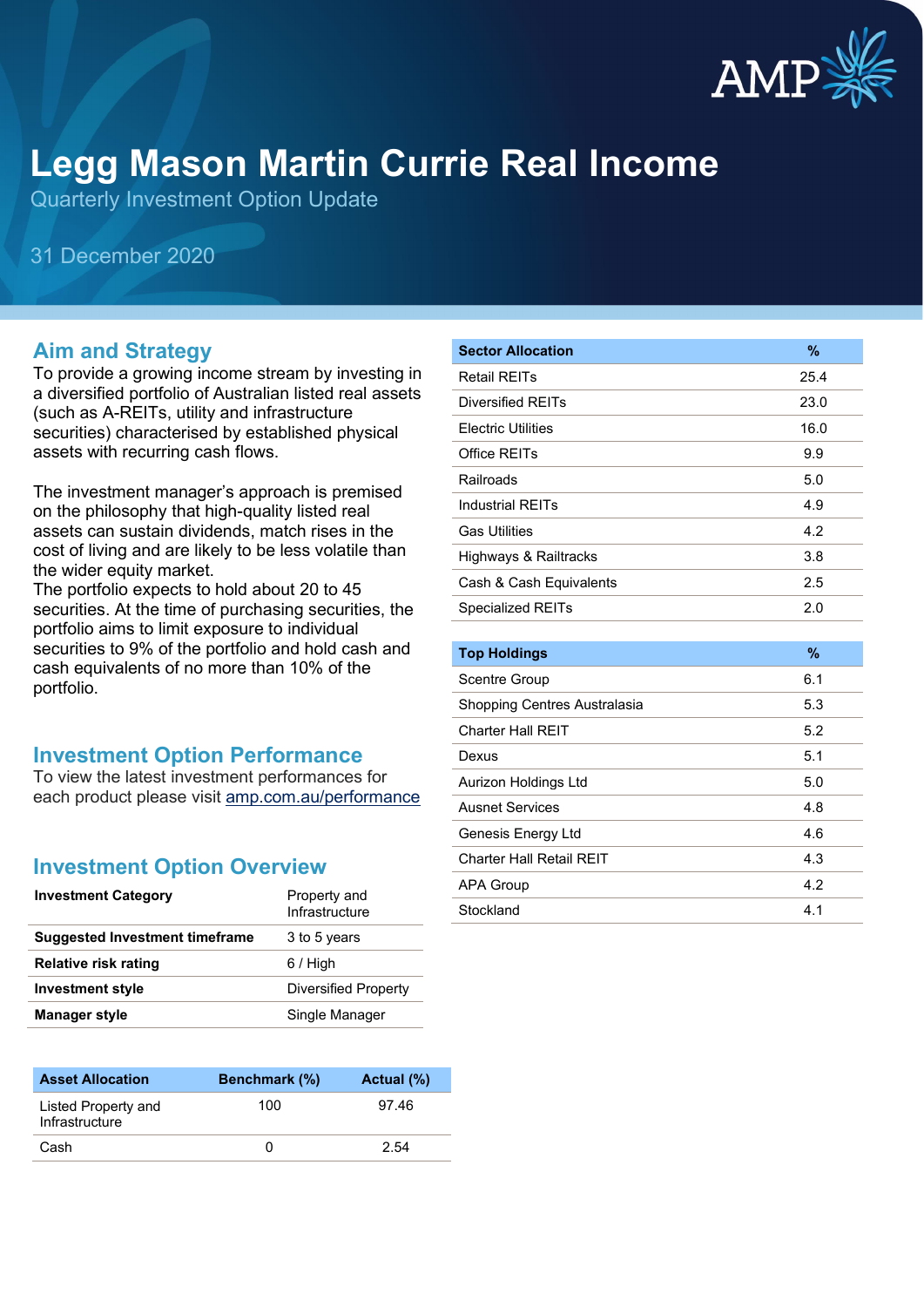# Legg Mason Martin Currie Real Income

Quarterly Investment Option Update

31 December 2020

## Aim and Strategy

To provide a growing income stream by investing in a diversified portfolio of Australian listed real assets (such as A-REITs, utility and infrastructure securities) characterised by established physical assets with recurring cash flows.

The investment manager's approach is premised on the philosophy that high-quality listed real assets can sustain dividends, match rises in the cost of living and are likely to be less volatile than the wider equity market.
The portfolio expects to hold about 20 to 45 securities. At the time of purchasing securities, the portfolio aims to limit exposure to individual securities to 9% of the portfolio and hold cash and cash equivalents of no more than 10% of the portfolio.

## Investment Option Performance

To view the latest investment performances for each product please visit amp.com.au/performance

## Investment Option Overview

| | |
|---|---|
| **Investment Category** | Property and Infrastructure |
| **Suggested Investment timeframe** | 3 to 5 years |
| **Relative risk rating** | 6 / High |
| **Investment style** | Diversified Property |
| **Manager style** | Single Manager |

| Asset Allocation | Benchmark (%) | Actual (%) |
|---|---|---|
| Listed Property and Infrastructure | 100 | 97.46 |
| Cash | 0 | 2.54 |

| Sector Allocation | % |
|---|---|
| Retail REITs | 25.4 |
| Diversified REITs | 23.0 |
| Electric Utilities | 16.0 |
| Office REITs | 9.9 |
| Railroads | 5.0 |
| Industrial REITs | 4.9 |
| Gas Utilities | 4.2 |
| Highways & Railtracks | 3.8 |
| Cash & Cash Equivalents | 2.5 |
| Specialized REITs | 2.0 |

| Top Holdings | % |
|---|---|
| Scentre Group | 6.1 |
| Shopping Centres Australasia | 5.3 |
| Charter Hall REIT | 5.2 |
| Dexus | 5.1 |
| Aurizon Holdings Ltd | 5.0 |
| Ausnet Services | 4.8 |
| Genesis Energy Ltd | 4.6 |
| Charter Hall Retail REIT | 4.3 |
| APA Group | 4.2 |
| Stockland | 4.1 |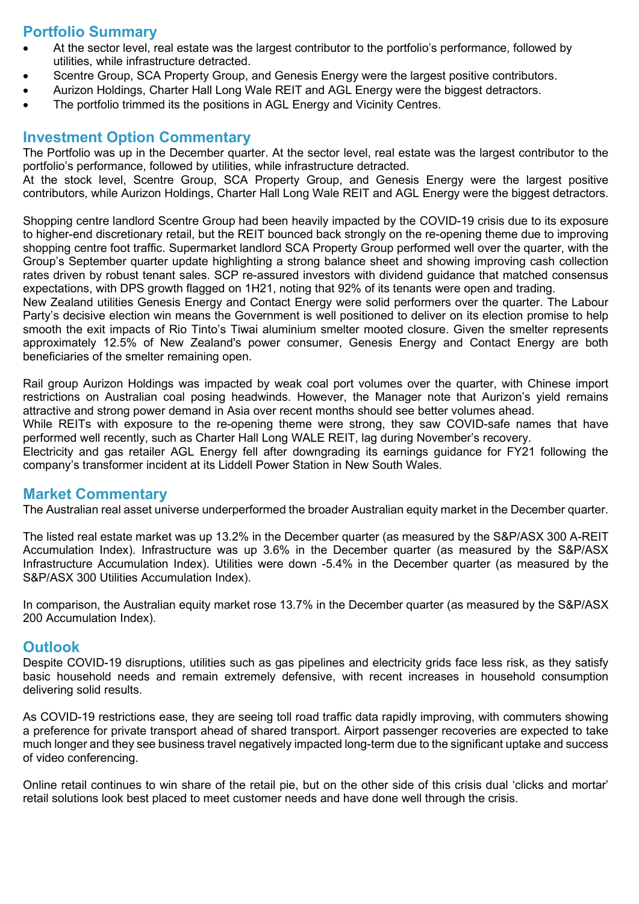## Portfolio Summary

- At the sector level, real estate was the largest contributor to the portfolio's performance, followed by utilities, while infrastructure detracted.
- Scentre Group, SCA Property Group, and Genesis Energy were the largest positive contributors.
- Aurizon Holdings, Charter Hall Long Wale REIT and AGL Energy were the biggest detractors.
- The portfolio trimmed its the positions in AGL Energy and Vicinity Centres.

## Investment Option Commentary

The Portfolio was up in the December quarter. At the sector level, real estate was the largest contributor to the portfolio's performance, followed by utilities, while infrastructure detracted.
At the stock level, Scentre Group, SCA Property Group, and Genesis Energy were the largest positive contributors, while Aurizon Holdings, Charter Hall Long Wale REIT and AGL Energy were the biggest detractors.

Shopping centre landlord Scentre Group had been heavily impacted by the COVID-19 crisis due to its exposure to higher-end discretionary retail, but the REIT bounced back strongly on the re-opening theme due to improving shopping centre foot traffic. Supermarket landlord SCA Property Group performed well over the quarter, with the Group's September quarter update highlighting a strong balance sheet and showing improving cash collection rates driven by robust tenant sales. SCP re-assured investors with dividend guidance that matched consensus expectations, with DPS growth flagged on 1H21, noting that 92% of its tenants were open and trading.
New Zealand utilities Genesis Energy and Contact Energy were solid performers over the quarter. The Labour Party's decisive election win means the Government is well positioned to deliver on its election promise to help smooth the exit impacts of Rio Tinto's Tiwai aluminium smelter mooted closure. Given the smelter represents approximately 12.5% of New Zealand's power consumer, Genesis Energy and Contact Energy are both beneficiaries of the smelter remaining open.

Rail group Aurizon Holdings was impacted by weak coal port volumes over the quarter, with Chinese import restrictions on Australian coal posing headwinds. However, the Manager note that Aurizon's yield remains attractive and strong power demand in Asia over recent months should see better volumes ahead.
While REITs with exposure to the re-opening theme were strong, they saw COVID-safe names that have performed well recently, such as Charter Hall Long WALE REIT, lag during November's recovery.
Electricity and gas retailer AGL Energy fell after downgrading its earnings guidance for FY21 following the company's transformer incident at its Liddell Power Station in New South Wales.

## Market Commentary

The Australian real asset universe underperformed the broader Australian equity market in the December quarter.

The listed real estate market was up 13.2% in the December quarter (as measured by the S&P/ASX 300 A-REIT Accumulation Index). Infrastructure was up 3.6% in the December quarter (as measured by the S&P/ASX Infrastructure Accumulation Index). Utilities were down -5.4% in the December quarter (as measured by the S&P/ASX 300 Utilities Accumulation Index).

In comparison, the Australian equity market rose 13.7% in the December quarter (as measured by the S&P/ASX 200 Accumulation Index).

## Outlook

Despite COVID-19 disruptions, utilities such as gas pipelines and electricity grids face less risk, as they satisfy basic household needs and remain extremely defensive, with recent increases in household consumption delivering solid results.

As COVID-19 restrictions ease, they are seeing toll road traffic data rapidly improving, with commuters showing a preference for private transport ahead of shared transport. Airport passenger recoveries are expected to take much longer and they see business travel negatively impacted long-term due to the significant uptake and success of video conferencing.

Online retail continues to win share of the retail pie, but on the other side of this crisis dual 'clicks and mortar' retail solutions look best placed to meet customer needs and have done well through the crisis.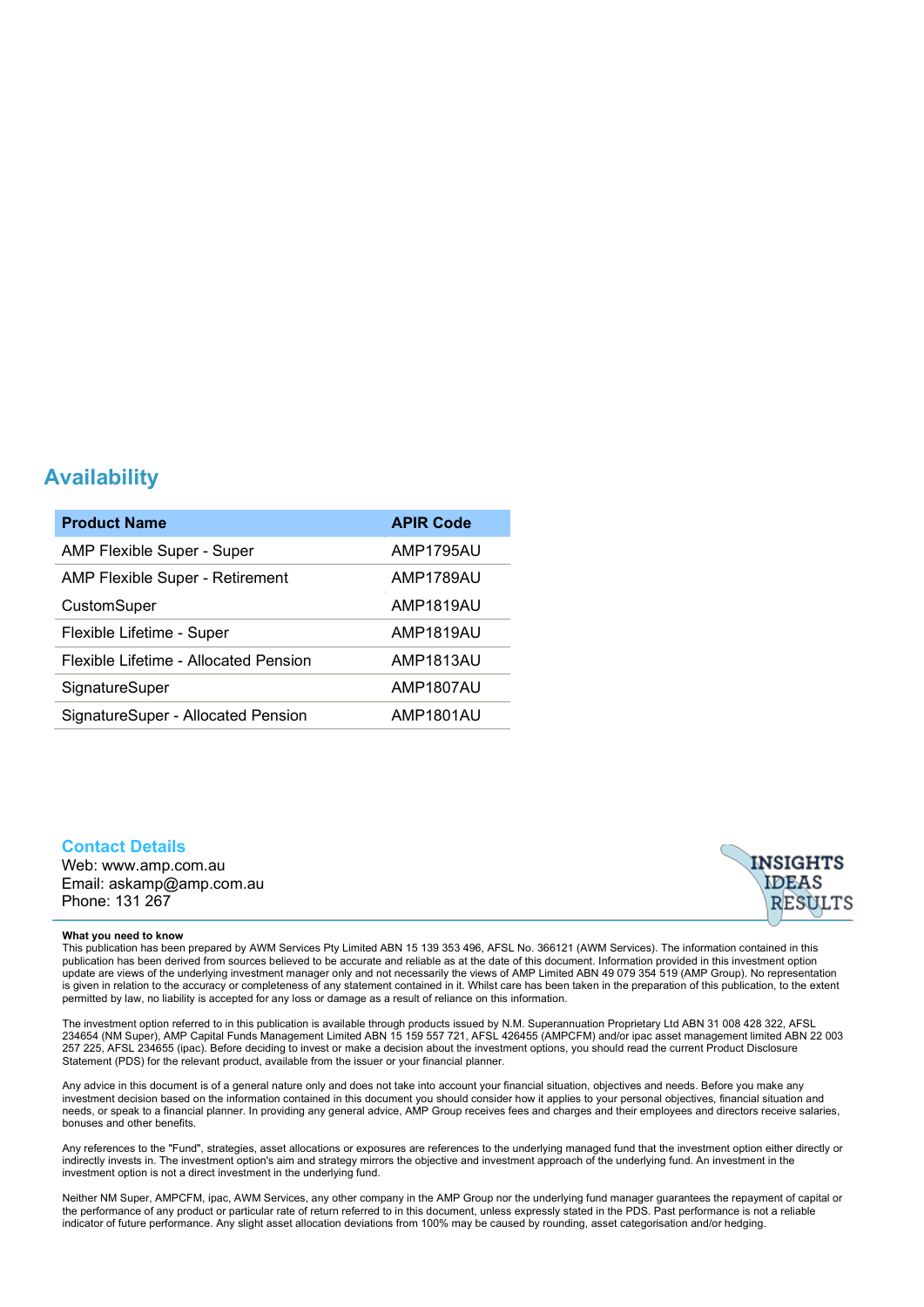## Availability

| Product Name | APIR Code |
|---|---|
| AMP Flexible Super - Super | AMP1795AU |
| AMP Flexible Super - Retirement | AMP1789AU |
| CustomSuper | AMP1819AU |
| Flexible Lifetime - Super | AMP1819AU |
| Flexible Lifetime - Allocated Pension | AMP1813AU |
| SignatureSuper | AMP1807AU |
| SignatureSuper - Allocated Pension | AMP1801AU |

### Contact Details

Web: www.amp.com.au
Email: askamp@amp.com.au
Phone: 131 267

INSIGHTS
IDEAS
RESULTS

**What you need to know**
This publication has been prepared by AWM Services Pty Limited ABN 15 139 353 496, AFSL No. 366121 (AWM Services). The information contained in this publication has been derived from sources believed to be accurate and reliable as at the date of this document. Information provided in this investment option update are views of the underlying investment manager only and not necessarily the views of AMP Limited ABN 49 079 354 519 (AMP Group). No representation is given in relation to the accuracy or completeness of any statement contained in it. Whilst care has been taken in the preparation of this publication, to the extent permitted by law, no liability is accepted for any loss or damage as a result of reliance on this information.

The investment option referred to in this publication is available through products issued by N.M. Superannuation Proprietary Ltd ABN 31 008 428 322, AFSL 234654 (NM Super), AMP Capital Funds Management Limited ABN 15 159 557 721, AFSL 426455 (AMPCFM) and/or ipac asset management limited ABN 22 003 257 225, AFSL 234655 (ipac). Before deciding to invest or make a decision about the investment options, you should read the current Product Disclosure Statement (PDS) for the relevant product, available from the issuer or your financial planner.

Any advice in this document is of a general nature only and does not take into account your financial situation, objectives and needs. Before you make any investment decision based on the information contained in this document you should consider how it applies to your personal objectives, financial situation and needs, or speak to a financial planner. In providing any general advice, AMP Group receives fees and charges and their employees and directors receive salaries, bonuses and other benefits.

Any references to the "Fund", strategies, asset allocations or exposures are references to the underlying managed fund that the investment option either directly or indirectly invests in. The investment option's aim and strategy mirrors the objective and investment approach of the underlying fund. An investment in the investment option is not a direct investment in the underlying fund.

Neither NM Super, AMPCFM, ipac, AWM Services, any other company in the AMP Group nor the underlying fund manager guarantees the repayment of capital or the performance of any product or particular rate of return referred to in this document, unless expressly stated in the PDS. Past performance is not a reliable indicator of future performance. Any slight asset allocation deviations from 100% may be caused by rounding, asset categorisation and/or hedging.